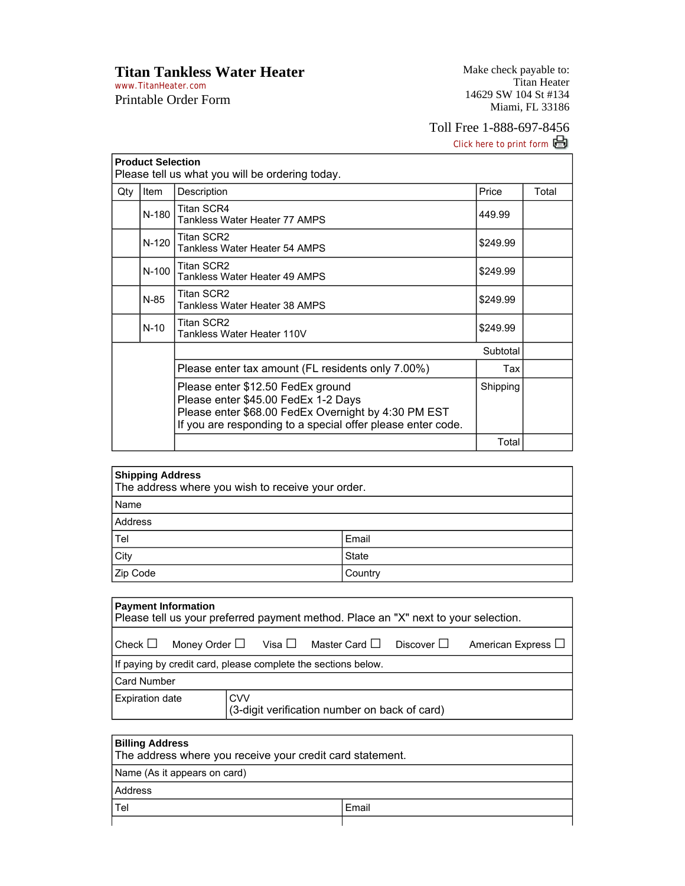# Titan Tankless Water Heater

www.TitanHeater.com

Printable Order Form

Make check payable to:
Titan Heater
14629 SW 104 St #134
Miami, FL 33186

Toll Free 1-888-697-8456

Click here to print form

**Product Selection**
Please tell us what you will be ordering today.

| Qty | Item | Description | Price | Total |
|---|---|---|---|---|
| | N-180 | Titan SCR4<br>Tankless Water Heater 77 AMPS | 449.99 | |
| | N-120 | Titan SCR2<br>Tankless Water Heater 54 AMPS | $249.99 | |
| | N-100 | Titan SCR2<br>Tankless Water Heater 49 AMPS | $249.99 | |
| | N-85 | Titan SCR2<br>Tankless Water Heater 38 AMPS | $249.99 | |
| | N-10 | Titan SCR2<br>Tankless Water Heater 110V | $249.99 | |
| | | | Subtotal | |
| | | Please enter tax amount (FL residents only 7.00%) | Tax | |
| | | Please enter $12.50 FedEx ground<br>Please enter $45.00 FedEx 1-2 Days<br>Please enter $68.00 FedEx Overnight by 4:30 PM EST<br>If you are responding to a special offer please enter code. | Shipping | |
| | | | Total | |

**Shipping Address**
The address where you wish to receive your order.

| | |
|---|---|
| Name | |
| Address | |
| Tel | Email |
| City | State |
| Zip Code | Country |

**Payment Information**
Please tell us your preferred payment method. Place an "X" next to your selection.

Check ☐ Money Order ☐ Visa ☐ Master Card ☐ Discover ☐ American Express ☐

If paying by credit card, please complete the sections below.

| | |
|---|---|
| Card Number | |
| Expiration date | CVV<br>(3-digit verification number on back of card) |

**Billing Address**
The address where you receive your credit card statement.

| | |
|---|---|
| Name (As it appears on card) | |
| Address | |
| Tel | Email |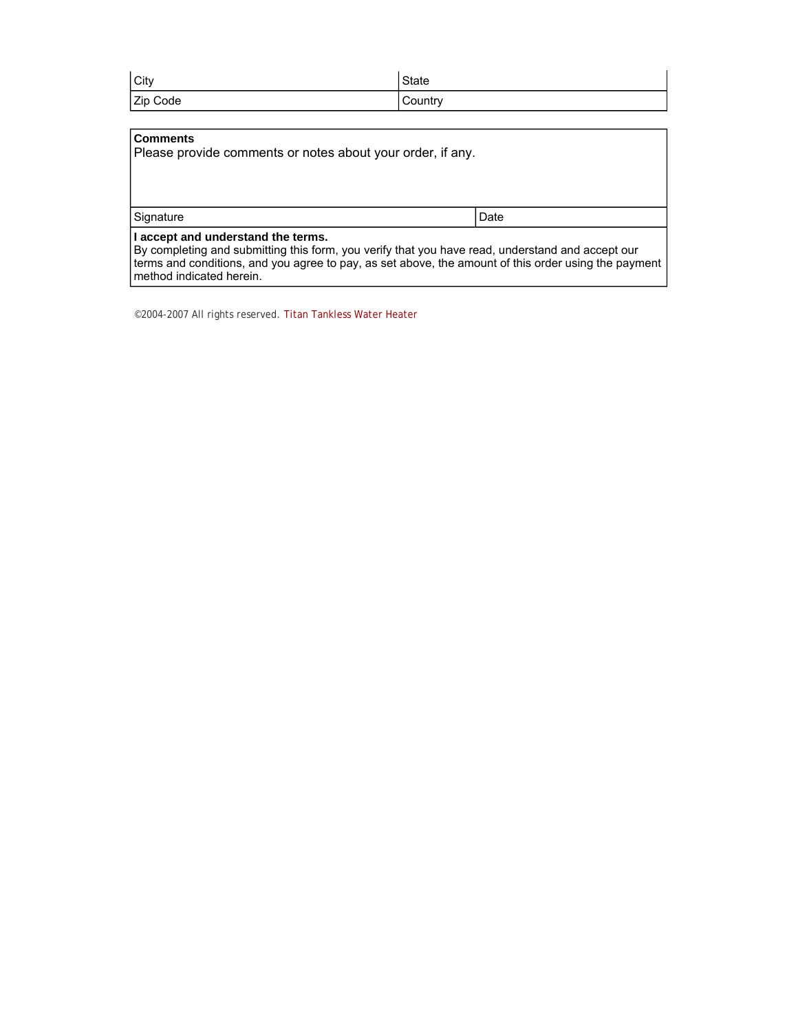| | |
|---|---|
| City | State |
| Zip Code | Country |

| | |
|---|---|
| **Comments**<br>Please provide comments or notes about your order, if any. | |
| Signature | Date |
| **I accept and understand the terms.**<br>By completing and submitting this form, you verify that you have read, understand and accept our terms and conditions, and you agree to pay, as set above, the amount of this order using the payment method indicated herein. | |

©2004-2007 All rights reserved. Titan Tankless Water Heater